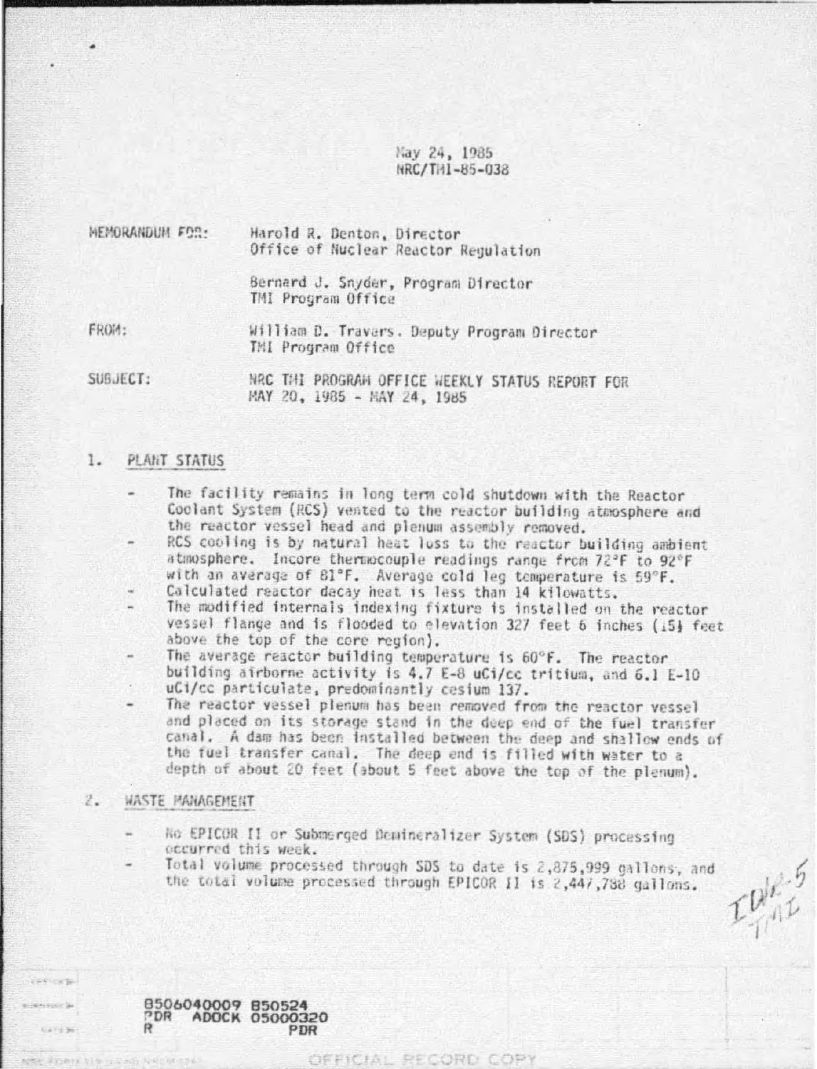May 24, 1985
NRC/TMI-85-038

MEMORANDUM FOR: Harold R. Denton, Director
Office of Nuclear Reactor Regulation

Bernard J. Snyder, Program Director
TMI Program Office

FROM: William D. Travers, Deputy Program Director
TMI Program Office

SUBJECT: NRC TMI PROGRAM OFFICE WEEKLY STATUS REPORT FOR
MAY 20, 1985 - MAY 24, 1985

## 1. PLANT STATUS

- The facility remains in long term cold shutdown with the Reactor Coolant System (RCS) vented to the reactor building atmosphere and the reactor vessel head and plenum assembly removed.
- RCS cooling is by natural heat loss to the reactor building ambient atmosphere. Incore thermocouple readings range from 72°F to 92°F with an average of 81°F. Average cold leg temperature is 59°F.
- Calculated reactor decay heat is less than 14 kilowatts.
- The modified internals indexing fixture is installed on the reactor vessel flange and is flooded to elevation 327 feet 6 inches (15½ feet above the top of the core region).
- The average reactor building temperature is 60°F. The reactor building airborne activity is 4.7 E-8 uCi/cc tritium, and 6.1 E-10 uCi/cc particulate, predominantly cesium 137.
- The reactor vessel plenum has been removed from the reactor vessel and placed on its storage stand in the deep end of the fuel transfer canal. A dam has been installed between the deep and shallow ends of the fuel transfer canal. The deep end is filled with water to a depth of about 20 feet (about 5 feet above the top of the plenum).

## 2. WASTE MANAGEMENT

- No EPICOR II or Submerged Demineralizer System (SDS) processing occurred this week.
- Total volume processed through SDS to date is 2,875,999 gallons, and the total volume processed through EPICOR II is 2,447,788 gallons.

IDE-5
TMI

8506040009 850524
PDR ADOCK 05000320
R PDR

OFFICIAL RECORD COPY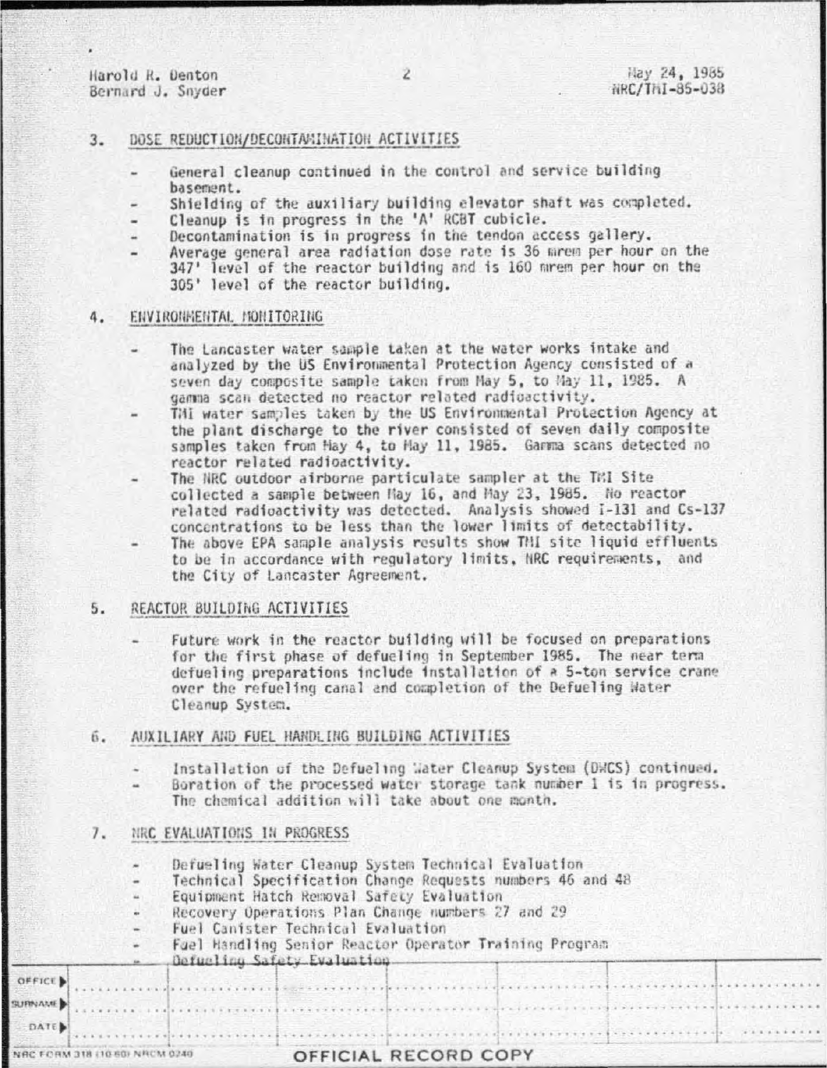## 3. DOSE REDUCTION/DECONTAMINATION ACTIVITIES

- General cleanup continued in the control and service building basement.
- Shielding of the auxiliary building elevator shaft was completed.
- Cleanup is in progress in the 'A' RCBT cubicle.
- Decontamination is in progress in the tendon access gallery.
- Average general area radiation dose rate is 36 mrem per hour on the 347' level of the reactor building and is 160 mrem per hour on the 305' level of the reactor building.

## 4. ENVIRONMENTAL MONITORING

- The Lancaster water sample taken at the water works intake and analyzed by the US Environmental Protection Agency consisted of a seven day composite sample taken from May 5, to May 11, 1985. A gamma scan detected no reactor related radioactivity.
- TMI water samples taken by the US Environmental Protection Agency at the plant discharge to the river consisted of seven daily composite samples taken from May 4, to May 11, 1985. Gamma scans detected no reactor related radioactivity.
- The NRC outdoor airborne particulate sampler at the TMI Site collected a sample between May 16, and May 23, 1985. No reactor related radioactivity was detected. Analysis showed I-131 and Cs-137 concentrations to be less than the lower limits of detectability.
- The above EPA sample analysis results show TMI site liquid effluents to be in accordance with regulatory limits, NRC requirements, and the City of Lancaster Agreement.

## 5. REACTOR BUILDING ACTIVITIES

- Future work in the reactor building will be focused on preparations for the first phase of defueling in September 1985. The near term defueling preparations include installation of a 5-ton service crane over the refueling canal and completion of the Defueling Water Cleanup System.

## 6. AUXILIARY AND FUEL HANDLING BUILDING ACTIVITIES

- Installation of the Defueling Water Cleanup System (DWCS) continued.
- Boration of the processed water storage tank number 1 is in progress. The chemical addition will take about one month.

## 7. NRC EVALUATIONS IN PROGRESS

- Defueling Water Cleanup System Technical Evaluation
- Technical Specification Change Requests numbers 46 and 48
- Equipment Hatch Removal Safety Evaluation
- Recovery Operations Plan Change numbers 27 and 29
- Fuel Canister Technical Evaluation
- Fuel Handling Senior Reactor Operator Training Program
- Defueling Safety Evaluation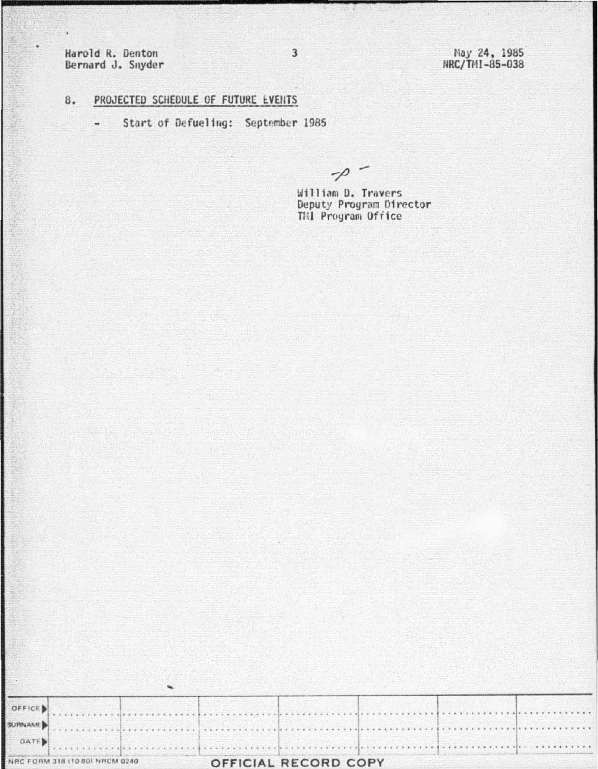## 8. PROJECTED SCHEDULE OF FUTURE EVENTS

- Start of Defueling: September 1985

William D. Travers
Deputy Program Director
TMI Program Office

| OFFICE | | | | | | | |
|---|---|---|---|---|---|---|---|
| SURNAME | | | | | | | |
| DATE | | | | | | | |

NRC FORM 318 (10 80) NRCM 0240

OFFICIAL RECORD COPY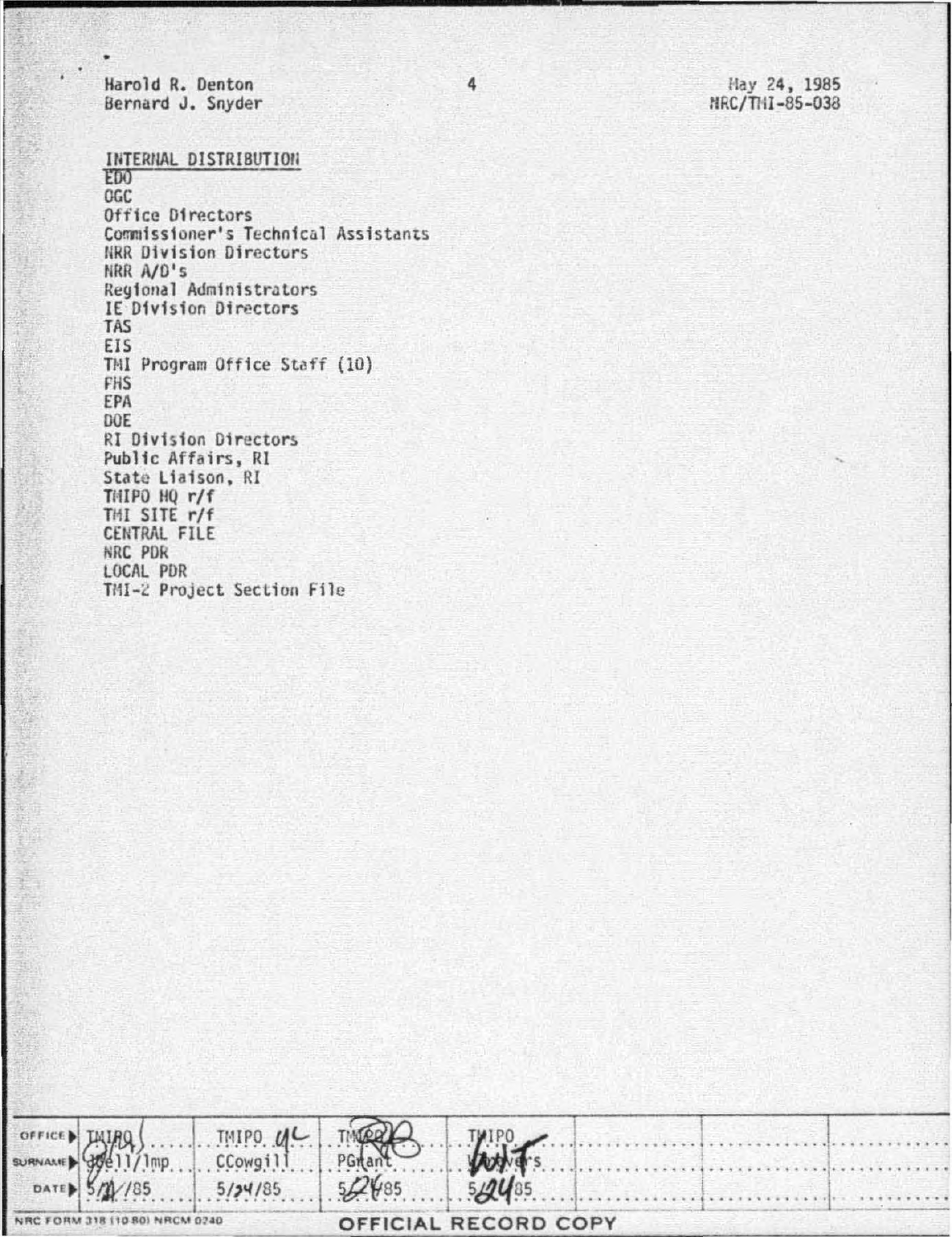Harold R. Denton
Bernard J. Snyder

May 24, 1985
NRC/TMI-85-038

INTERNAL DISTRIBUTION

EDO
OGC
Office Directors
Commissioner's Technical Assistants
NRR Division Directors
NRR A/D's
Regional Administrators
IE Division Directors
TAS
EIS
TMI Program Office Staff (10)
PHS
EPA
DOE
RI Division Directors
Public Affairs, RI
State Liaison, RI
TMIPO HQ r/f
TMI SITE r/f
CENTRAL FILE
NRC PDR
LOCAL PDR
TMI-2 Project Section File

| | | | | | | | |
|---|---|---|---|---|---|---|---|
| OFFICE ▶ | TMIPO | TMIPO | TMIPO | TMIPO | | | |
| SURNAME ▶ | Joell/lmp | CCowgill | PGrant | Weavers | | | |
| DATE ▶ | 5/24/85 | 5/24/85 | 5/24/85 | 5/24/85 | | | |

NRC FORM 318 (10 80) NRCM 0240

OFFICIAL RECORD COPY